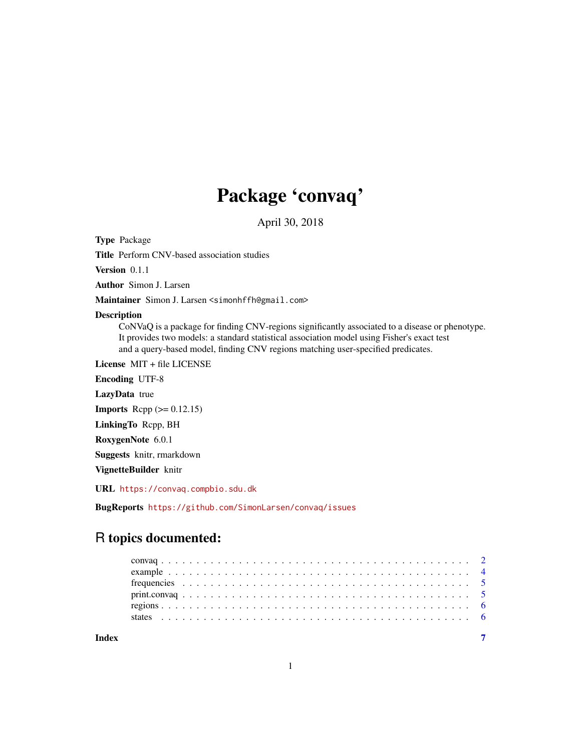# Package 'convaq'

April 30, 2018

**Type** Package

**Title** Perform CNV-based association studies

**Version** 0.1.1

**Author** Simon J. Larsen

**Maintainer** Simon J. Larsen <simonhffh@gmail.com>

**Description**
CoNVaQ is a package for finding CNV-regions significantly associated to a disease or phenotype.
It provides two models: a standard statistical association model using Fisher's exact test
and a query-based model, finding CNV regions matching user-specified predicates.

**License** MIT + file LICENSE

**Encoding** UTF-8

**LazyData** true

**Imports** Rcpp (>= 0.12.15)

**LinkingTo** Rcpp, BH

**RoxygenNote** 6.0.1

**Suggests** knitr, rmarkdown

**VignetteBuilder** knitr

**URL** https://convaq.compbio.sdu.dk

**BugReports** https://github.com/SimonLarsen/convaq/issues

## R topics documented:

- convaq . . . . . . . . . . . . . . . . . . . . . . . . . . . . . . . . . . . . . . . . . . . . . 2
- example . . . . . . . . . . . . . . . . . . . . . . . . . . . . . . . . . . . . . . . . . . . . 4
- frequencies . . . . . . . . . . . . . . . . . . . . . . . . . . . . . . . . . . . . . . . . . . 5
- print.convaq . . . . . . . . . . . . . . . . . . . . . . . . . . . . . . . . . . . . . . . . . 5
- regions . . . . . . . . . . . . . . . . . . . . . . . . . . . . . . . . . . . . . . . . . . . . 6
- states . . . . . . . . . . . . . . . . . . . . . . . . . . . . . . . . . . . . . . . . . . . . . 6

**Index** 7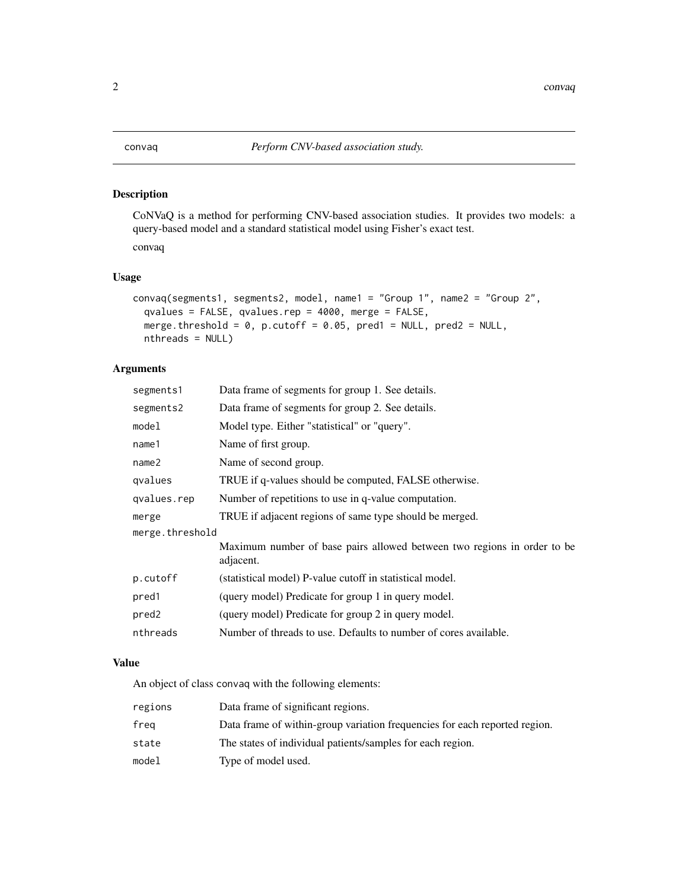`convaq` *Perform CNV-based association study.*

### Description

CoNVaQ is a method for performing CNV-based association studies. It provides two models: a query-based model and a standard statistical model using Fisher's exact test.

convaq

### Usage

```
convaq(segments1, segments2, model, name1 = "Group 1", name2 = "Group 2",
  qvalues = FALSE, qvalues.rep = 4000, merge = FALSE,
  merge.threshold = 0, p.cutoff = 0.05, pred1 = NULL, pred2 = NULL,
  nthreads = NULL)
```

### Arguments

| | |
|---|---|
| `segments1` | Data frame of segments for group 1. See details. |
| `segments2` | Data frame of segments for group 2. See details. |
| `model` | Model type. Either "statistical" or "query". |
| `name1` | Name of first group. |
| `name2` | Name of second group. |
| `qvalues` | TRUE if q-values should be computed, FALSE otherwise. |
| `qvalues.rep` | Number of repetitions to use in q-value computation. |
| `merge` | TRUE if adjacent regions of same type should be merged. |
| `merge.threshold` | Maximum number of base pairs allowed between two regions in order to be adjacent. |
| `p.cutoff` | (statistical model) P-value cutoff in statistical model. |
| `pred1` | (query model) Predicate for group 1 in query model. |
| `pred2` | (query model) Predicate for group 2 in query model. |
| `nthreads` | Number of threads to use. Defaults to number of cores available. |

### Value

An object of class `convaq` with the following elements:

| | |
|---|---|
| `regions` | Data frame of significant regions. |
| `freq` | Data frame of within-group variation frequencies for each reported region. |
| `state` | The states of individual patients/samples for each region. |
| `model` | Type of model used. |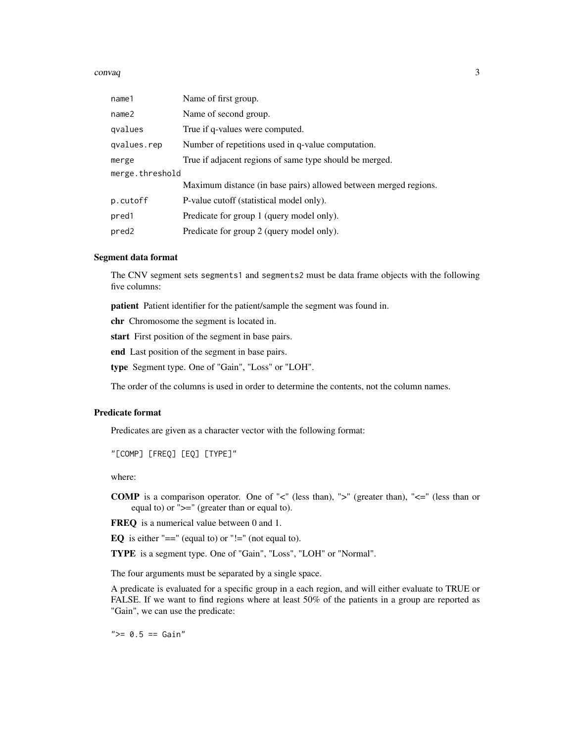| | |
|---|---|
| `name1` | Name of first group. |
| `name2` | Name of second group. |
| `qvalues` | True if q-values were computed. |
| `qvalues.rep` | Number of repetitions used in q-value computation. |
| `merge` | True if adjacent regions of same type should be merged. |
| `merge.threshold` | Maximum distance (in base pairs) allowed between merged regions. |
| `p.cutoff` | P-value cutoff (statistical model only). |
| `pred1` | Predicate for group 1 (query model only). |
| `pred2` | Predicate for group 2 (query model only). |

### Segment data format

The CNV segment sets `segments1` and `segments2` must be data frame objects with the following five columns:

**patient** Patient identifier for the patient/sample the segment was found in.

**chr** Chromosome the segment is located in.

**start** First position of the segment in base pairs.

**end** Last position of the segment in base pairs.

**type** Segment type. One of "Gain", "Loss" or "LOH".

The order of the columns is used in order to determine the contents, not the column names.

### Predicate format

Predicates are given as a character vector with the following format:

```
"[COMP] [FREQ] [EQ] [TYPE]"
```

where:

**COMP** is a comparison operator. One of "<" (less than), ">" (greater than), "<=" (less than or equal to) or ">=" (greater than or equal to).

**FREQ** is a numerical value between 0 and 1.

**EQ** is either "==" (equal to) or "!=" (not equal to).

**TYPE** is a segment type. One of "Gain", "Loss", "LOH" or "Normal".

The four arguments must be separated by a single space.

A predicate is evaluated for a specific group in a each region, and will either evaluate to TRUE or FALSE. If we want to find regions where at least 50% of the patients in a group are reported as "Gain", we can use the predicate:

```
">= 0.5 == Gain"
```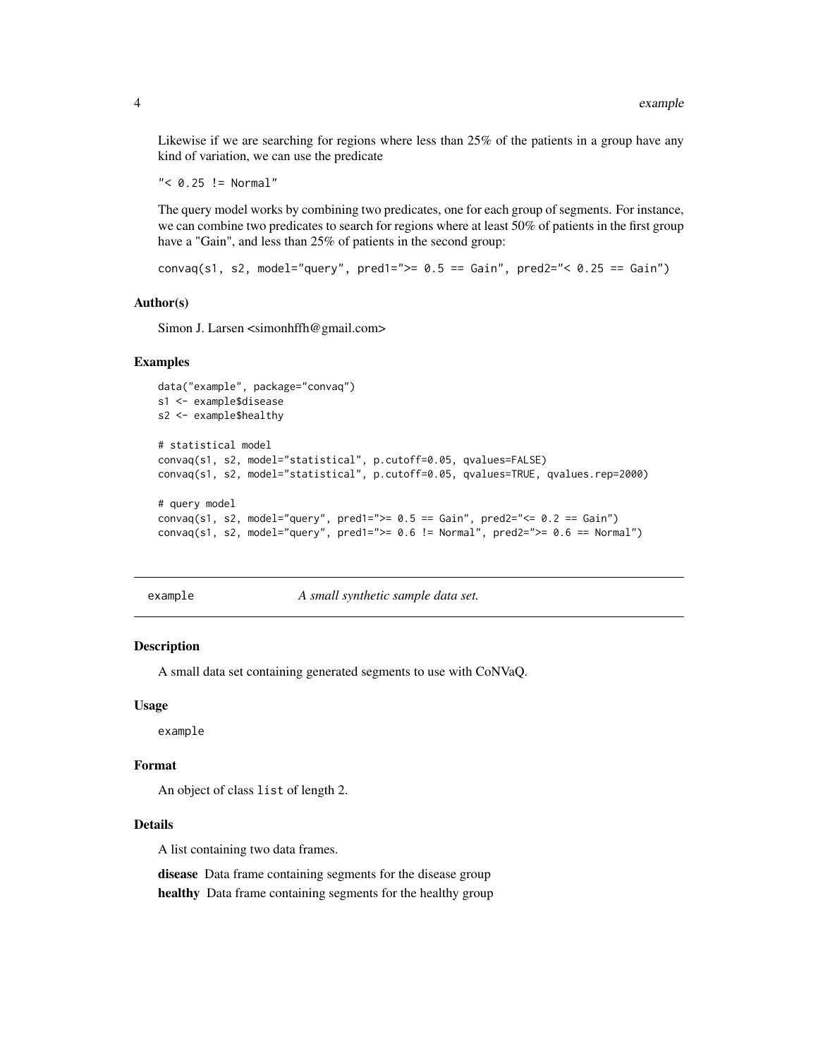Likewise if we are searching for regions where less than 25% of the patients in a group have any kind of variation, we can use the predicate

```
"< 0.25 != Normal"
```

The query model works by combining two predicates, one for each group of segments. For instance, we can combine two predicates to search for regions where at least 50% of patients in the first group have a "Gain", and less than 25% of patients in the second group:

```
convaq(s1, s2, model="query", pred1=">= 0.5 == Gain", pred2="< 0.25 == Gain")
```

### Author(s)

Simon J. Larsen <simonhffh@gmail.com>

### Examples

```
data("example", package="convaq")
s1 <- example$disease
s2 <- example$healthy

# statistical model
convaq(s1, s2, model="statistical", p.cutoff=0.05, qvalues=FALSE)
convaq(s1, s2, model="statistical", p.cutoff=0.05, qvalues=TRUE, qvalues.rep=2000)

# query model
convaq(s1, s2, model="query", pred1=">= 0.5 == Gain", pred2="<= 0.2 == Gain")
convaq(s1, s2, model="query", pred1=">= 0.6 != Normal", pred2=">= 0.6 == Normal")
```

---

## example    *A small synthetic sample data set.*

---

### Description

A small data set containing generated segments to use with CoNVaQ.

### Usage

```
example
```

### Format

An object of class `list` of length 2.

### Details

A list containing two data frames.

**disease** Data frame containing segments for the disease group

**healthy** Data frame containing segments for the healthy group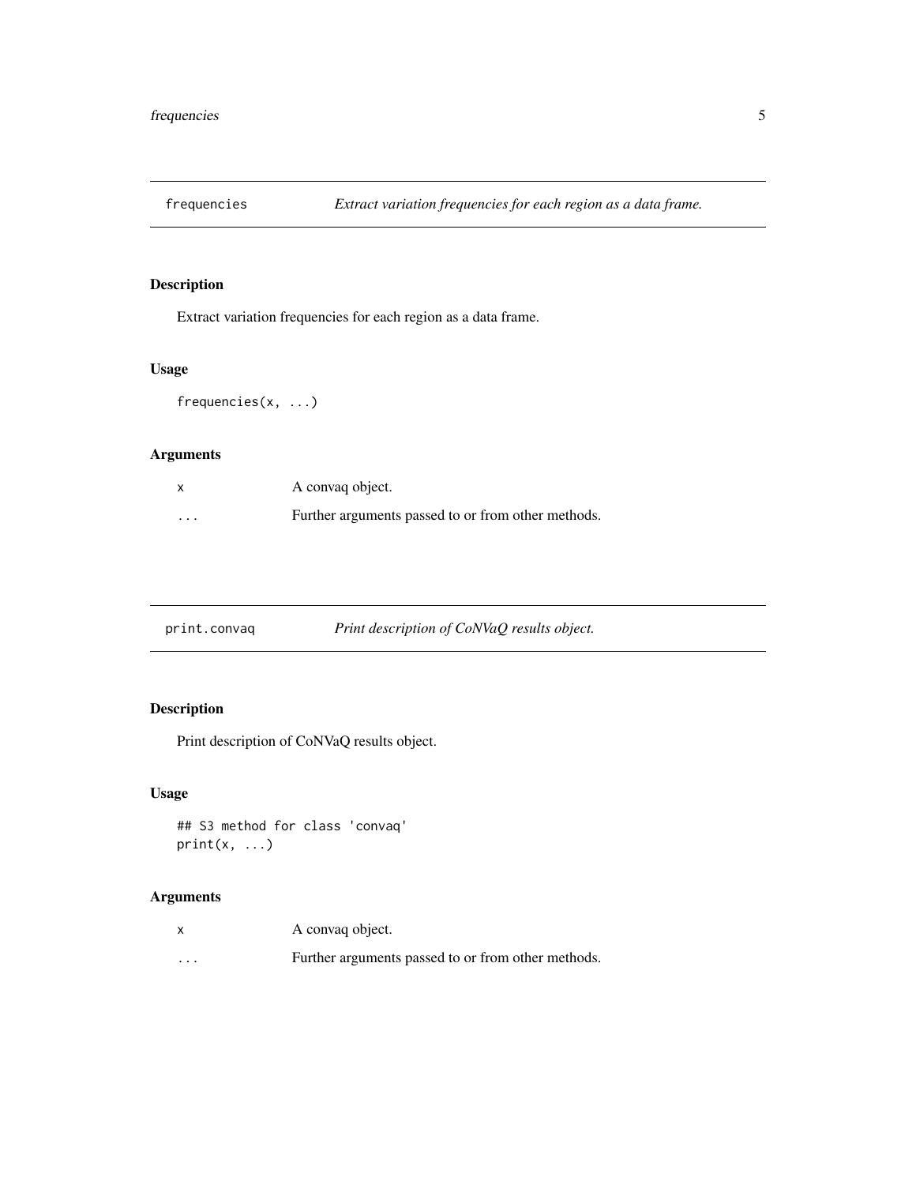## frequencies — *Extract variation frequencies for each region as a data frame.*

### Description

Extract variation frequencies for each region as a data frame.

### Usage

```
frequencies(x, ...)
```

### Arguments

| | |
|---|---|
| x | A convaq object. |
| ... | Further arguments passed to or from other methods. |

## print.convaq — *Print description of CoNVaQ results object.*

### Description

Print description of CoNVaQ results object.

### Usage

```
## S3 method for class 'convaq'
print(x, ...)
```

### Arguments

| | |
|---|---|
| x | A convaq object. |
| ... | Further arguments passed to or from other methods. |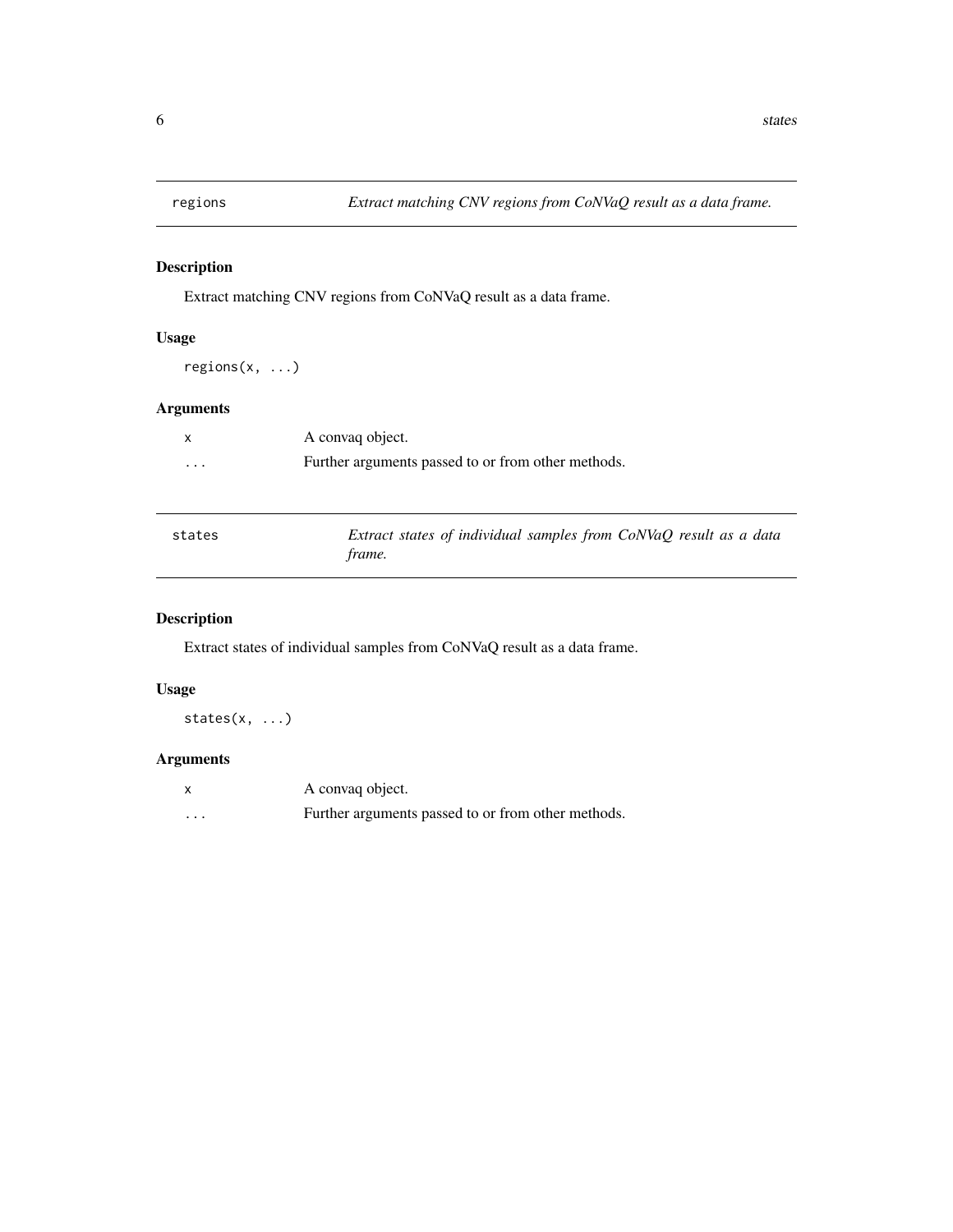## regions — *Extract matching CNV regions from CoNVaQ result as a data frame.*

### Description

Extract matching CNV regions from CoNVaQ result as a data frame.

### Usage

```
regions(x, ...)
```

### Arguments

| | |
|---|---|
| x | A convaq object. |
| ... | Further arguments passed to or from other methods. |

## states — *Extract states of individual samples from CoNVaQ result as a data frame.*

### Description

Extract states of individual samples from CoNVaQ result as a data frame.

### Usage

```
states(x, ...)
```

### Arguments

| | |
|---|---|
| x | A convaq object. |
| ... | Further arguments passed to or from other methods. |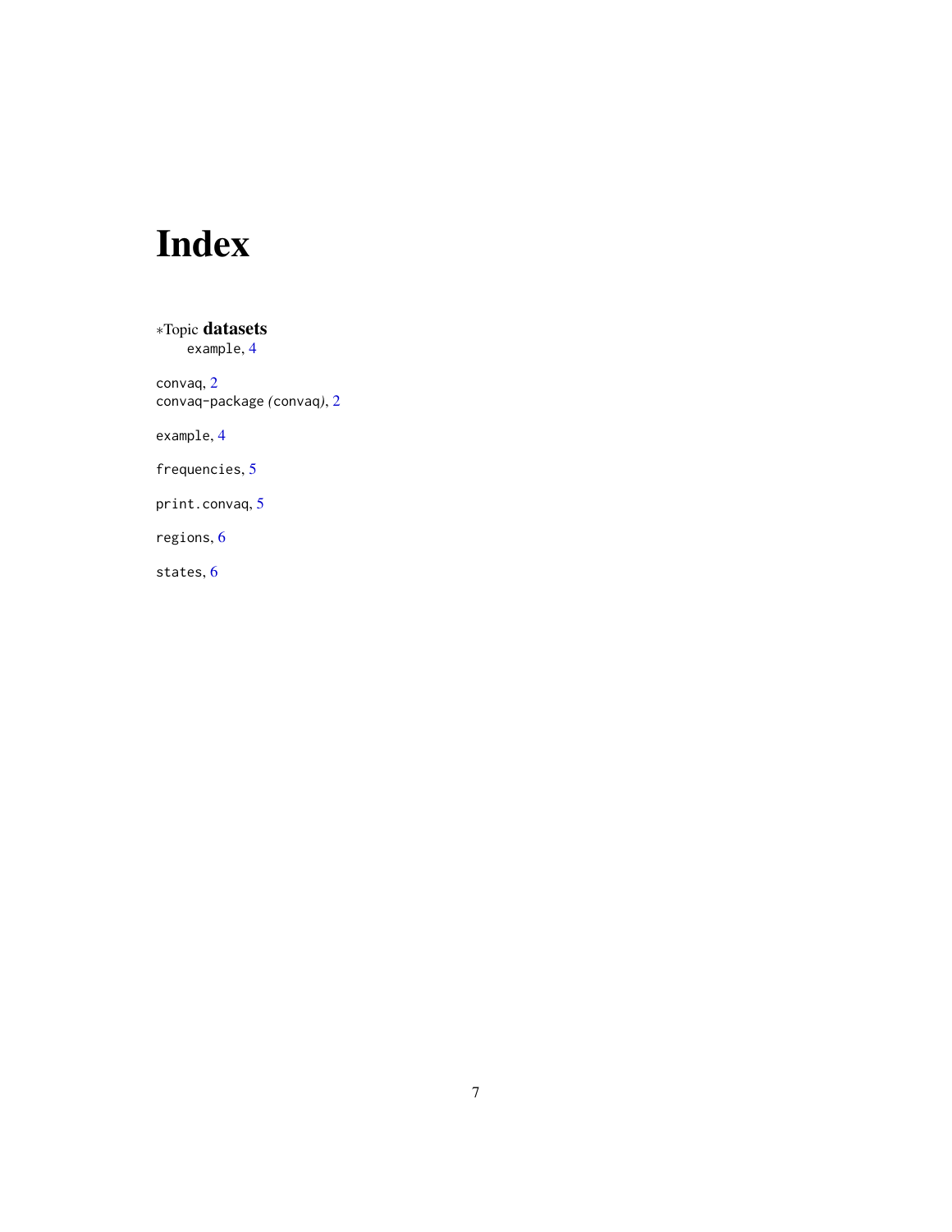# Index

*Topic **datasets**
    example, 4

convaq, 2
convaq-package *(*convaq*)*, 2

example, 4

frequencies, 5

print.convaq, 5

regions, 6

states, 6